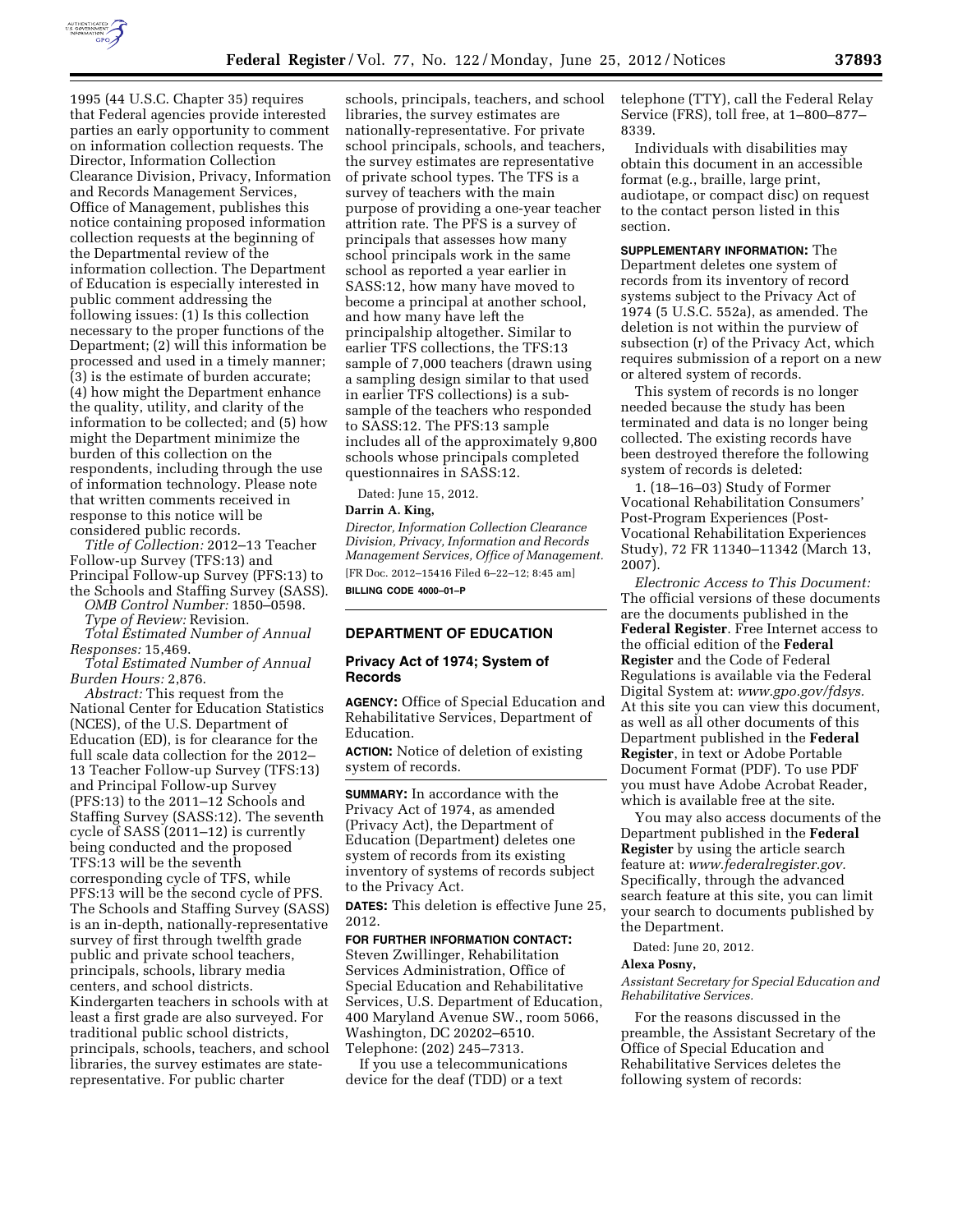1995 (44 U.S.C. Chapter 35) requires that Federal agencies provide interested parties an early opportunity to comment on information collection requests. The Director, Information Collection Clearance Division, Privacy, Information and Records Management Services, Office of Management, publishes this notice containing proposed information collection requests at the beginning of the Departmental review of the information collection. The Department of Education is especially interested in public comment addressing the following issues: (1) Is this collection necessary to the proper functions of the Department; (2) will this information be processed and used in a timely manner; (3) is the estimate of burden accurate; (4) how might the Department enhance the quality, utility, and clarity of the information to be collected; and (5) how might the Department minimize the burden of this collection on the respondents, including through the use of information technology. Please note that written comments received in response to this notice will be considered public records.

*Title of Collection:* 2012–13 Teacher Follow-up Survey (TFS:13) and Principal Follow-up Survey (PFS:13) to the Schools and Staffing Survey (SASS).

*OMB Control Number:* 1850–0598.

*Type of Review:* Revision.

*Total Estimated Number of Annual Responses:* 15,469.

*Total Estimated Number of Annual Burden Hours:* 2,876.

*Abstract:* This request from the National Center for Education Statistics (NCES), of the U.S. Department of Education (ED), is for clearance for the full scale data collection for the 2012–13 Teacher Follow-up Survey (TFS:13) and Principal Follow-up Survey (PFS:13) to the 2011–12 Schools and Staffing Survey (SASS:12). The seventh cycle of SASS (2011–12) is currently being conducted and the proposed TFS:13 will be the seventh corresponding cycle of TFS, while PFS:13 will be the second cycle of PFS. The Schools and Staffing Survey (SASS) is an in-depth, nationally-representative survey of first through twelfth grade public and private school teachers, principals, schools, library media centers, and school districts. Kindergarten teachers in schools with at least a first grade are also surveyed. For traditional public school districts, principals, schools, teachers, and school libraries, the survey estimates are state-representative. For public charter schools, principals, teachers, and school libraries, the survey estimates are nationally-representative. For private school principals, schools, and teachers, the survey estimates are representative of private school types. The TFS is a survey of teachers with the main purpose of providing a one-year teacher attrition rate. The PFS is a survey of principals that assesses how many school principals work in the same school as reported a year earlier in SASS:12, how many have moved to become a principal at another school, and how many have left the principalship altogether. Similar to earlier TFS collections, the TFS:13 sample of 7,000 teachers (drawn using a sampling design similar to that used in earlier TFS collections) is a sub-sample of the teachers who responded to SASS:12. The PFS:13 sample includes all of the approximately 9,800 schools whose principals completed questionnaires in SASS:12.

Dated: June 15, 2012.

**Darrin A. King,**

*Director, Information Collection Clearance Division, Privacy, Information and Records Management Services, Office of Management.*

[FR Doc. 2012–15416 Filed 6–22–12; 8:45 am]

**BILLING CODE 4000–01–P**

## DEPARTMENT OF EDUCATION

### Privacy Act of 1974; System of Records

**AGENCY:** Office of Special Education and Rehabilitative Services, Department of Education.

**ACTION:** Notice of deletion of existing system of records.

**SUMMARY:** In accordance with the Privacy Act of 1974, as amended (Privacy Act), the Department of Education (Department) deletes one system of records from its existing inventory of systems of records subject to the Privacy Act.

**DATES:** This deletion is effective June 25, 2012.

**FOR FURTHER INFORMATION CONTACT:** Steven Zwillinger, Rehabilitation Services Administration, Office of Special Education and Rehabilitative Services, U.S. Department of Education, 400 Maryland Avenue SW., room 5066, Washington, DC 20202–6510. Telephone: (202) 245–7313.

If you use a telecommunications device for the deaf (TDD) or a text telephone (TTY), call the Federal Relay Service (FRS), toll free, at 1–800–877–8339.

Individuals with disabilities may obtain this document in an accessible format (e.g., braille, large print, audiotape, or compact disc) on request to the contact person listed in this section.

**SUPPLEMENTARY INFORMATION:** The Department deletes one system of records from its inventory of record systems subject to the Privacy Act of 1974 (5 U.S.C. 552a), as amended. The deletion is not within the purview of subsection (r) of the Privacy Act, which requires submission of a report on a new or altered system of records.

This system of records is no longer needed because the study has been terminated and data is no longer being collected. The existing records have been destroyed therefore the following system of records is deleted:

1. (18–16–03) Study of Former Vocational Rehabilitation Consumers' Post-Program Experiences (Post-Vocational Rehabilitation Experiences Study), 72 FR 11340–11342 (March 13, 2007).

*Electronic Access to This Document:* The official versions of these documents are the documents published in the **Federal Register**. Free Internet access to the official edition of the **Federal Register** and the Code of Federal Regulations is available via the Federal Digital System at: *www.gpo.gov/fdsys*. At this site you can view this document, as well as all other documents of this Department published in the **Federal Register**, in text or Adobe Portable Document Format (PDF). To use PDF you must have Adobe Acrobat Reader, which is available free at the site.

You may also access documents of the Department published in the **Federal Register** by using the article search feature at: *www.federalregister.gov*. Specifically, through the advanced search feature at this site, you can limit your search to documents published by the Department.

Dated: June 20, 2012.

**Alexa Posny,**

*Assistant Secretary for Special Education and Rehabilitative Services.*

For the reasons discussed in the preamble, the Assistant Secretary of the Office of Special Education and Rehabilitative Services deletes the following system of records: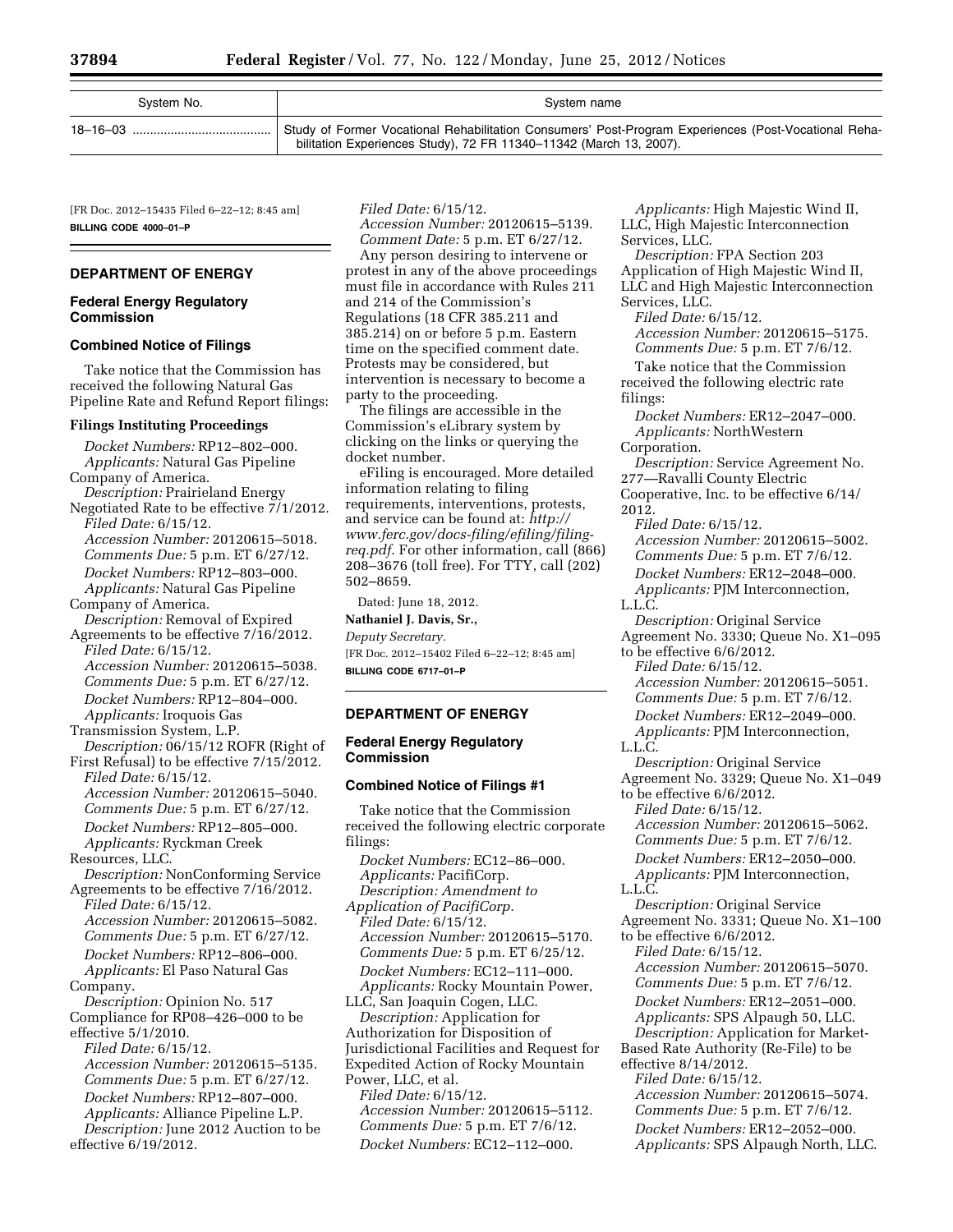| System No. | System name |
|---|---|
| 18–16–03 ........................................ | Study of Former Vocational Rehabilitation Consumers' Post-Program Experiences (Post-Vocational Rehabilitation Experiences Study), 72 FR 11340–11342 (March 13, 2007). |

[FR Doc. 2012–15435 Filed 6–22–12; 8:45 am]

**BILLING CODE 4000–01–P**

## DEPARTMENT OF ENERGY

### Federal Energy Regulatory Commission

### Combined Notice of Filings

Take notice that the Commission has received the following Natural Gas Pipeline Rate and Refund Report filings:

**Filings Instituting Proceedings**

*Docket Numbers:* RP12–802–000.
*Applicants:* Natural Gas Pipeline Company of America.
*Description:* Prairieland Energy Negotiated Rate to be effective 7/1/2012.
*Filed Date:* 6/15/12.
*Accession Number:* 20120615–5018.
*Comments Due:* 5 p.m. ET 6/27/12.

*Docket Numbers:* RP12–803–000.
*Applicants:* Natural Gas Pipeline Company of America.
*Description:* Removal of Expired Agreements to be effective 7/16/2012.
*Filed Date:* 6/15/12.
*Accession Number:* 20120615–5038.
*Comments Due:* 5 p.m. ET 6/27/12.

*Docket Numbers:* RP12–804–000.
*Applicants:* Iroquois Gas Transmission System, L.P.
*Description:* 06/15/12 ROFR (Right of First Refusal) to be effective 7/15/2012.
*Filed Date:* 6/15/12.
*Accession Number:* 20120615–5040.
*Comments Due:* 5 p.m. ET 6/27/12.

*Docket Numbers:* RP12–805–000.
*Applicants:* Ryckman Creek Resources, LLC.
*Description:* NonConforming Service Agreements to be effective 7/16/2012.
*Filed Date:* 6/15/12.
*Accession Number:* 20120615–5082.
*Comments Due:* 5 p.m. ET 6/27/12.

*Docket Numbers:* RP12–806–000.
*Applicants:* El Paso Natural Gas Company.
*Description:* Opinion No. 517 Compliance for RP08–426–000 to be effective 5/1/2010.
*Filed Date:* 6/15/12.
*Accession Number:* 20120615–5135.
*Comments Due:* 5 p.m. ET 6/27/12.

*Docket Numbers:* RP12–807–000.
*Applicants:* Alliance Pipeline L.P.
*Description:* June 2012 Auction to be effective 6/19/2012.
*Filed Date:* 6/15/12.
*Accession Number:* 20120615–5139.
*Comment Date:* 5 p.m. ET 6/27/12.

Any person desiring to intervene or protest in any of the above proceedings must file in accordance with Rules 211 and 214 of the Commission's Regulations (18 CFR 385.211 and 385.214) on or before 5 p.m. Eastern time on the specified comment date. Protests may be considered, but intervention is necessary to become a party to the proceeding.

The filings are accessible in the Commission's eLibrary system by clicking on the links or querying the docket number.

eFiling is encouraged. More detailed information relating to filing requirements, interventions, protests, and service can be found at: *http://www.ferc.gov/docs-filing/efiling/filing-req.pdf*. For other information, call (866) 208–3676 (toll free). For TTY, call (202) 502–8659.

Dated: June 18, 2012.

**Nathaniel J. Davis, Sr.,**

*Deputy Secretary.*

[FR Doc. 2012–15402 Filed 6–22–12; 8:45 am]

**BILLING CODE 6717–01–P**

## DEPARTMENT OF ENERGY

### Federal Energy Regulatory Commission

### Combined Notice of Filings #1

Take notice that the Commission received the following electric corporate filings:

*Docket Numbers:* EC12–86–000.
*Applicants:* PacifiCorp.
*Description: Amendment to Application of PacifiCorp.*
*Filed Date:* 6/15/12.
*Accession Number:* 20120615–5170.
*Comments Due:* 5 p.m. ET 6/25/12.

*Docket Numbers:* EC12–111–000.
*Applicants:* Rocky Mountain Power, LLC, San Joaquin Cogen, LLC.
*Description:* Application for Authorization for Disposition of Jurisdictional Facilities and Request for Expedited Action of Rocky Mountain Power, LLC, et al.
*Filed Date:* 6/15/12.
*Accession Number:* 20120615–5112.
*Comments Due:* 5 p.m. ET 7/6/12.

*Docket Numbers:* EC12–112–000.
*Applicants:* High Majestic Wind II, LLC, High Majestic Interconnection Services, LLC.
*Description:* FPA Section 203 Application of High Majestic Wind II, LLC and High Majestic Interconnection Services, LLC.
*Filed Date:* 6/15/12.
*Accession Number:* 20120615–5175.
*Comments Due:* 5 p.m. ET 7/6/12.

Take notice that the Commission received the following electric rate filings:

*Docket Numbers:* ER12–2047–000.
*Applicants:* NorthWestern Corporation.
*Description:* Service Agreement No. 277—Ravalli County Electric Cooperative, Inc. to be effective 6/14/2012.
*Filed Date:* 6/15/12.
*Accession Number:* 20120615–5002.
*Comments Due:* 5 p.m. ET 7/6/12.

*Docket Numbers:* ER12–2048–000.
*Applicants:* PJM Interconnection, L.L.C.
*Description:* Original Service Agreement No. 3330; Queue No. X1–095 to be effective 6/6/2012.
*Filed Date:* 6/15/12.
*Accession Number:* 20120615–5051.
*Comments Due:* 5 p.m. ET 7/6/12.

*Docket Numbers:* ER12–2049–000.
*Applicants:* PJM Interconnection, L.L.C.
*Description:* Original Service Agreement No. 3329; Queue No. X1–049 to be effective 6/6/2012.
*Filed Date:* 6/15/12.
*Accession Number:* 20120615–5062.
*Comments Due:* 5 p.m. ET 7/6/12.

*Docket Numbers:* ER12–2050–000.
*Applicants:* PJM Interconnection, L.L.C.
*Description:* Original Service Agreement No. 3331; Queue No. X1–100 to be effective 6/6/2012.
*Filed Date:* 6/15/12.
*Accession Number:* 20120615–5070.
*Comments Due:* 5 p.m. ET 7/6/12.

*Docket Numbers:* ER12–2051–000.
*Applicants:* SPS Alpaugh 50, LLC.
*Description:* Application for Market-Based Rate Authority (Re-File) to be effective 8/14/2012.
*Filed Date:* 6/15/12.
*Accession Number:* 20120615–5074.
*Comments Due:* 5 p.m. ET 7/6/12.

*Docket Numbers:* ER12–2052–000.
*Applicants:* SPS Alpaugh North, LLC.